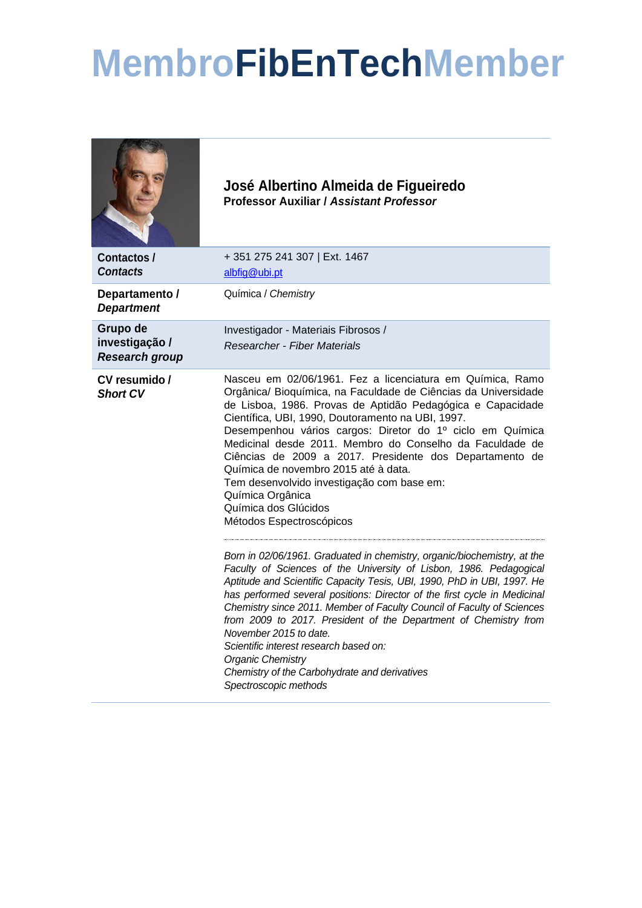# MembroFibEnTechMember

## José Albertino Almeida de Figueiredo

**Professor Auxiliar / *Assistant Professor***

| | |
|---|---|
| **Contactos / *Contacts*** | + 351 275 241 307 \| Ext. 1467<br>albfig@ubi.pt |
| **Departamento / *Department*** | Química / *Chemistry* |
| **Grupo de investigação / *Research group*** | Investigador - Materiais Fibrosos /<br>*Researcher - Fiber Materials* |
| **CV resumido / *Short CV*** | Nasceu em 02/06/1961. Fez a licenciatura em Química, Ramo Orgânica/ Bioquímica, na Faculdade de Ciências da Universidade de Lisboa, 1986. Provas de Aptidão Pedagógica e Capacidade Científica, UBI, 1990, Doutoramento na UBI, 1997.<br>Desempenhou vários cargos: Diretor do 1º ciclo em Química Medicinal desde 2011. Membro do Conselho da Faculdade de Ciências de 2009 a 2017. Presidente dos Departamento de Química de novembro 2015 até à data.<br>Tem desenvolvido investigação com base em:<br>Química Orgânica<br>Química dos Glúcidos<br>Métodos Espectroscópicos<br><br>*Born in 02/06/1961. Graduated in chemistry, organic/biochemistry, at the Faculty of Sciences of the University of Lisbon, 1986. Pedagogical Aptitude and Scientific Capacity Tesis, UBI, 1990, PhD in UBI, 1997. He has performed several positions: Director of the first cycle in Medicinal Chemistry since 2011. Member of Faculty Council of Faculty of Sciences from 2009 to 2017. President of the Department of Chemistry from November 2015 to date.*<br>*Scientific interest research based on:*<br>*Organic Chemistry*<br>*Chemistry of the Carbohydrate and derivatives*<br>*Spectroscopic methods* |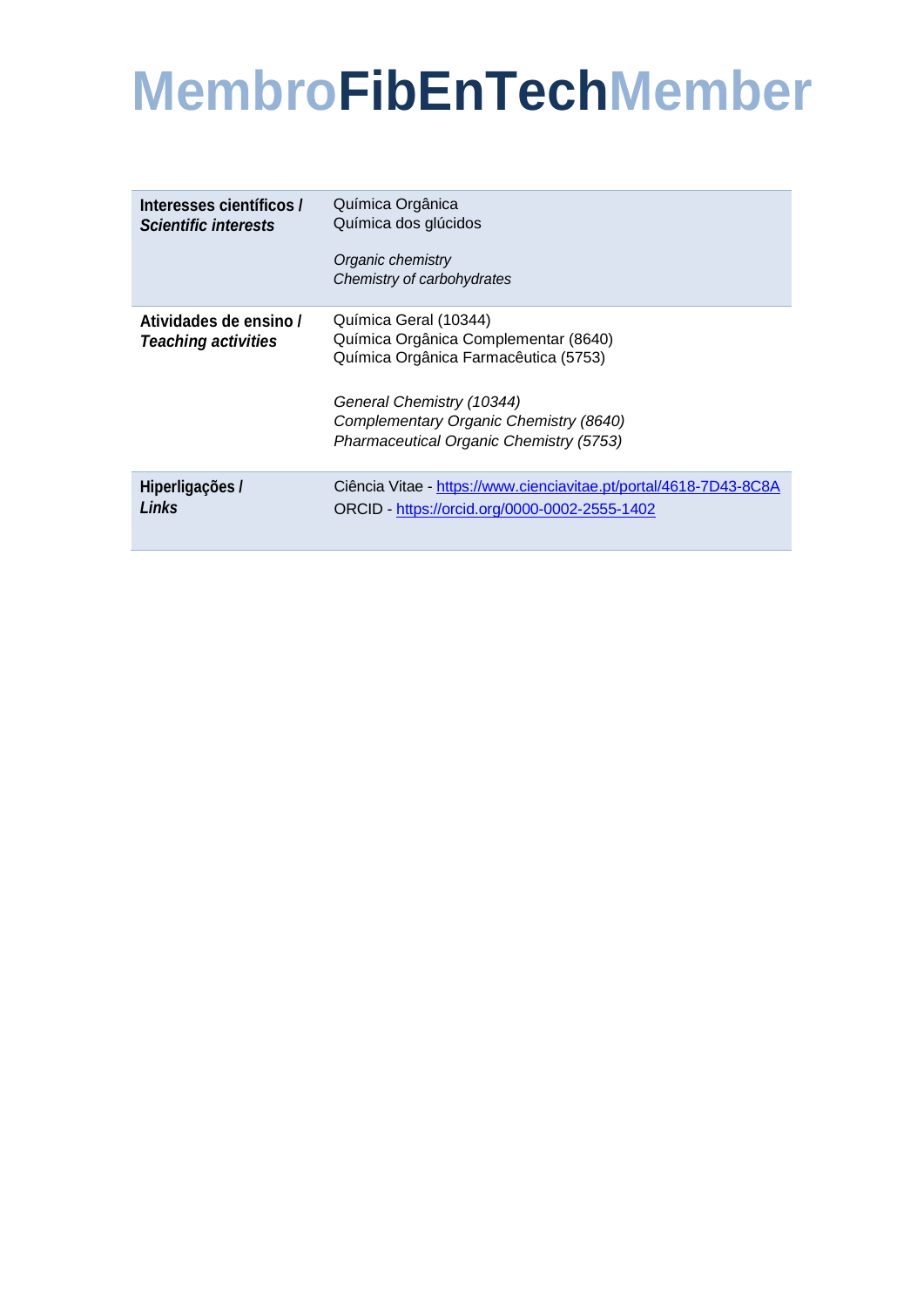# MembroFibEnTechMember

| | |
|---|---|
| **Interesses científicos /** ***Scientific interests*** | Química Orgânica<br>Química dos glúcidos<br><br>*Organic chemistry*<br>*Chemistry of carbohydrates* |
| **Atividades de ensino /** ***Teaching activities*** | Química Geral (10344)<br>Química Orgânica Complementar (8640)<br>Química Orgânica Farmacêutica (5753)<br><br>*General Chemistry (10344)*<br>*Complementary Organic Chemistry (8640)*<br>*Pharmaceutical Organic Chemistry (5753)* |
| **Hiperligações /** ***Links*** | Ciência Vitae - https://www.cienciavitae.pt/portal/4618-7D43-8C8A<br>ORCID - https://orcid.org/0000-0002-2555-1402 |